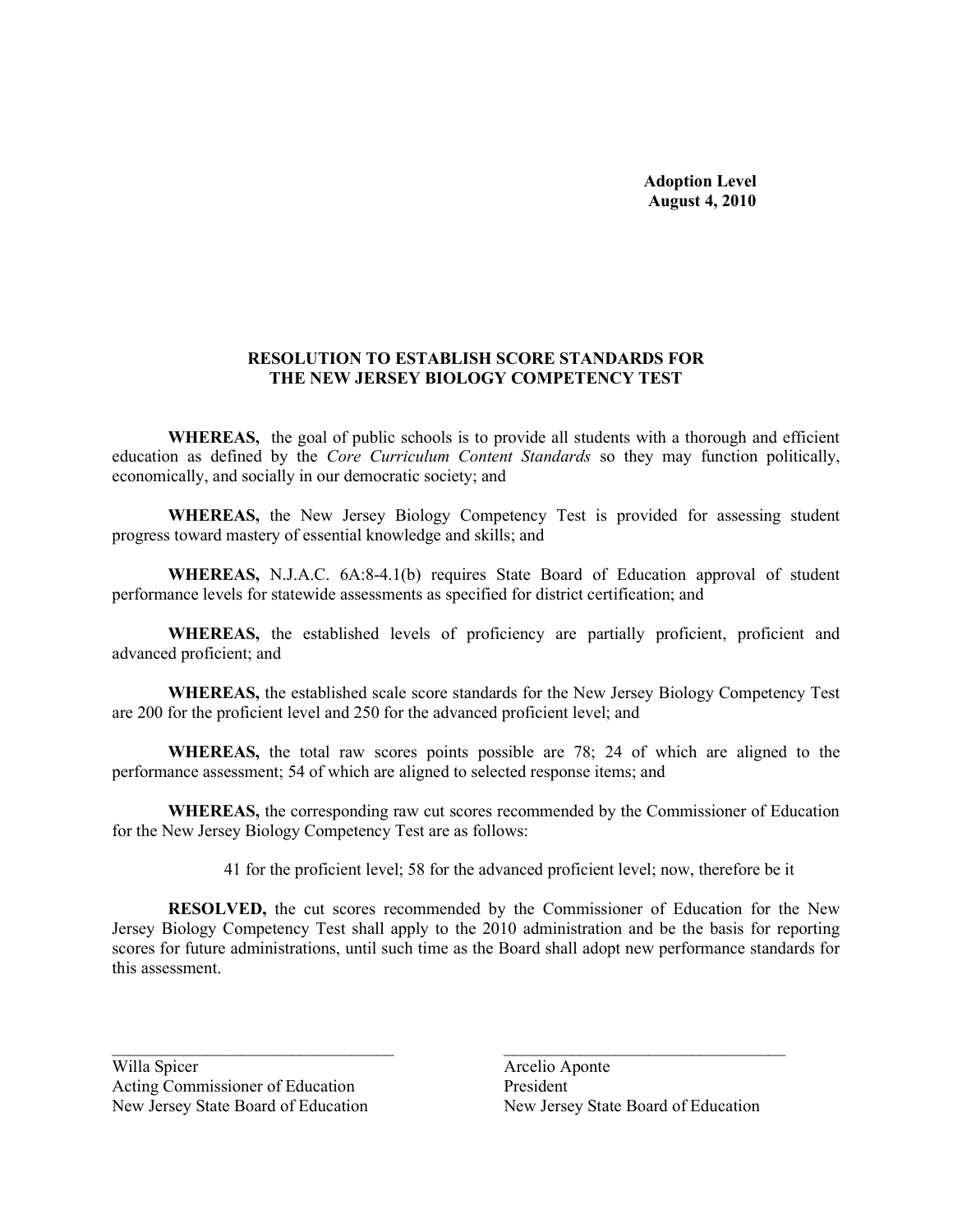**Adoption Level**
**August 4, 2010**

**RESOLUTION TO ESTABLISH SCORE STANDARDS FOR THE NEW JERSEY BIOLOGY COMPETENCY TEST**

**WHEREAS,** the goal of public schools is to provide all students with a thorough and efficient education as defined by the *Core Curriculum Content Standards* so they may function politically, economically, and socially in our democratic society; and

**WHEREAS,** the New Jersey Biology Competency Test is provided for assessing student progress toward mastery of essential knowledge and skills; and

**WHEREAS,** N.J.A.C. 6A:8-4.1(b) requires State Board of Education approval of student performance levels for statewide assessments as specified for district certification; and

**WHEREAS,** the established levels of proficiency are partially proficient, proficient and advanced proficient; and

**WHEREAS,** the established scale score standards for the New Jersey Biology Competency Test are 200 for the proficient level and 250 for the advanced proficient level; and

**WHEREAS,** the total raw scores points possible are 78; 24 of which are aligned to the performance assessment; 54 of which are aligned to selected response items; and

**WHEREAS,** the corresponding raw cut scores recommended by the Commissioner of Education for the New Jersey Biology Competency Test are as follows:

41 for the proficient level; 58 for the advanced proficient level; now, therefore be it

**RESOLVED,** the cut scores recommended by the Commissioner of Education for the New Jersey Biology Competency Test shall apply to the 2010 administration and be the basis for reporting scores for future administrations, until such time as the Board shall adopt new performance standards for this assessment.

\_\_\_\_\_\_\_\_\_\_\_\_\_\_\_\_\_\_\_\_\_\_\_\_\_\_\_\_\_\_
Willa Spicer
Acting Commissioner of Education
New Jersey State Board of Education

\_\_\_\_\_\_\_\_\_\_\_\_\_\_\_\_\_\_\_\_\_\_\_\_\_\_\_\_\_\_
Arcelio Aponte
President
New Jersey State Board of Education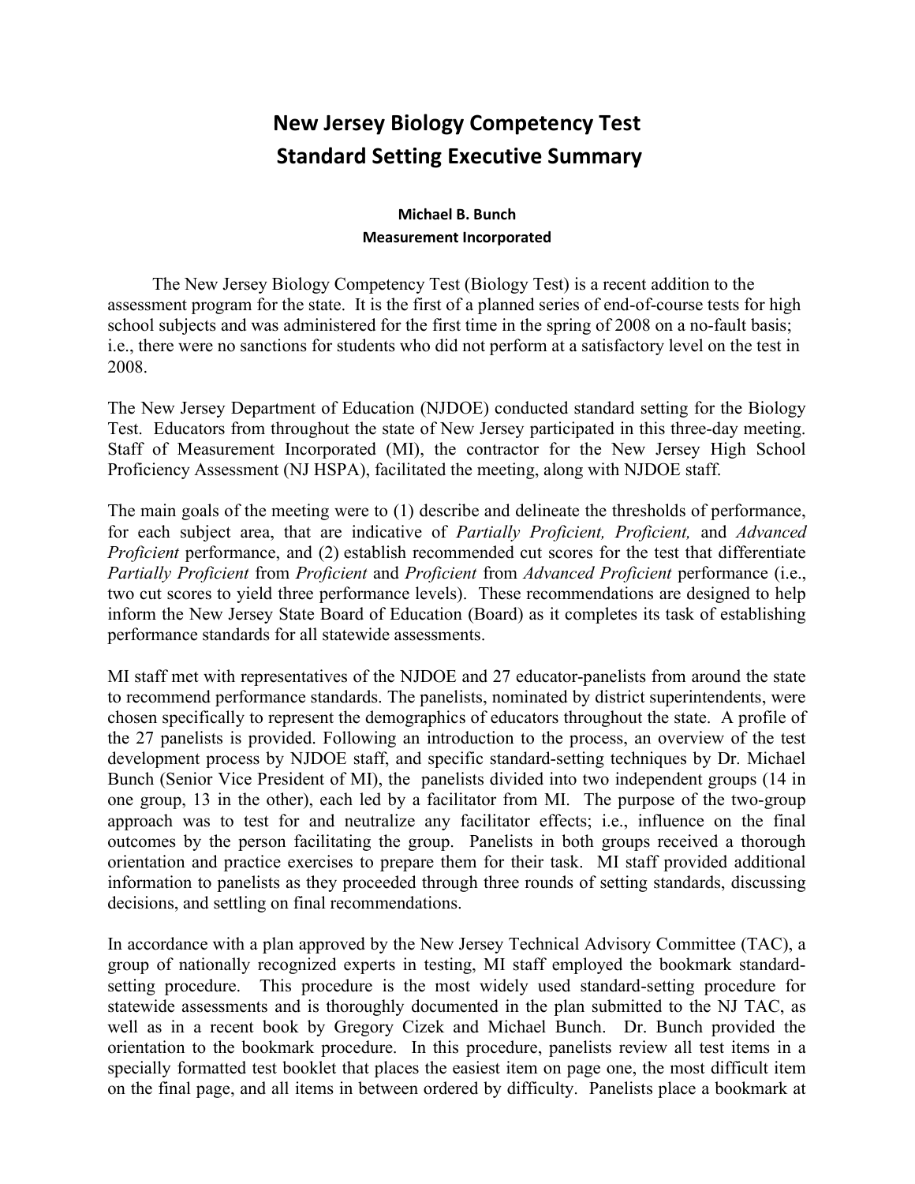# New Jersey Biology Competency Test Standard Setting Executive Summary

**Michael B. Bunch**
**Measurement Incorporated**

The New Jersey Biology Competency Test (Biology Test) is a recent addition to the assessment program for the state. It is the first of a planned series of end-of-course tests for high school subjects and was administered for the first time in the spring of 2008 on a no-fault basis; i.e., there were no sanctions for students who did not perform at a satisfactory level on the test in 2008.

The New Jersey Department of Education (NJDOE) conducted standard setting for the Biology Test. Educators from throughout the state of New Jersey participated in this three-day meeting. Staff of Measurement Incorporated (MI), the contractor for the New Jersey High School Proficiency Assessment (NJ HSPA), facilitated the meeting, along with NJDOE staff.

The main goals of the meeting were to (1) describe and delineate the thresholds of performance, for each subject area, that are indicative of *Partially Proficient, Proficient,* and *Advanced Proficient* performance, and (2) establish recommended cut scores for the test that differentiate *Partially Proficient* from *Proficient* and *Proficient* from *Advanced Proficient* performance (i.e., two cut scores to yield three performance levels). These recommendations are designed to help inform the New Jersey State Board of Education (Board) as it completes its task of establishing performance standards for all statewide assessments.

MI staff met with representatives of the NJDOE and 27 educator-panelists from around the state to recommend performance standards. The panelists, nominated by district superintendents, were chosen specifically to represent the demographics of educators throughout the state. A profile of the 27 panelists is provided. Following an introduction to the process, an overview of the test development process by NJDOE staff, and specific standard-setting techniques by Dr. Michael Bunch (Senior Vice President of MI), the panelists divided into two independent groups (14 in one group, 13 in the other), each led by a facilitator from MI. The purpose of the two-group approach was to test for and neutralize any facilitator effects; i.e., influence on the final outcomes by the person facilitating the group. Panelists in both groups received a thorough orientation and practice exercises to prepare them for their task. MI staff provided additional information to panelists as they proceeded through three rounds of setting standards, discussing decisions, and settling on final recommendations.

In accordance with a plan approved by the New Jersey Technical Advisory Committee (TAC), a group of nationally recognized experts in testing, MI staff employed the bookmark standard-setting procedure. This procedure is the most widely used standard-setting procedure for statewide assessments and is thoroughly documented in the plan submitted to the NJ TAC, as well as in a recent book by Gregory Cizek and Michael Bunch. Dr. Bunch provided the orientation to the bookmark procedure. In this procedure, panelists review all test items in a specially formatted test booklet that places the easiest item on page one, the most difficult item on the final page, and all items in between ordered by difficulty. Panelists place a bookmark at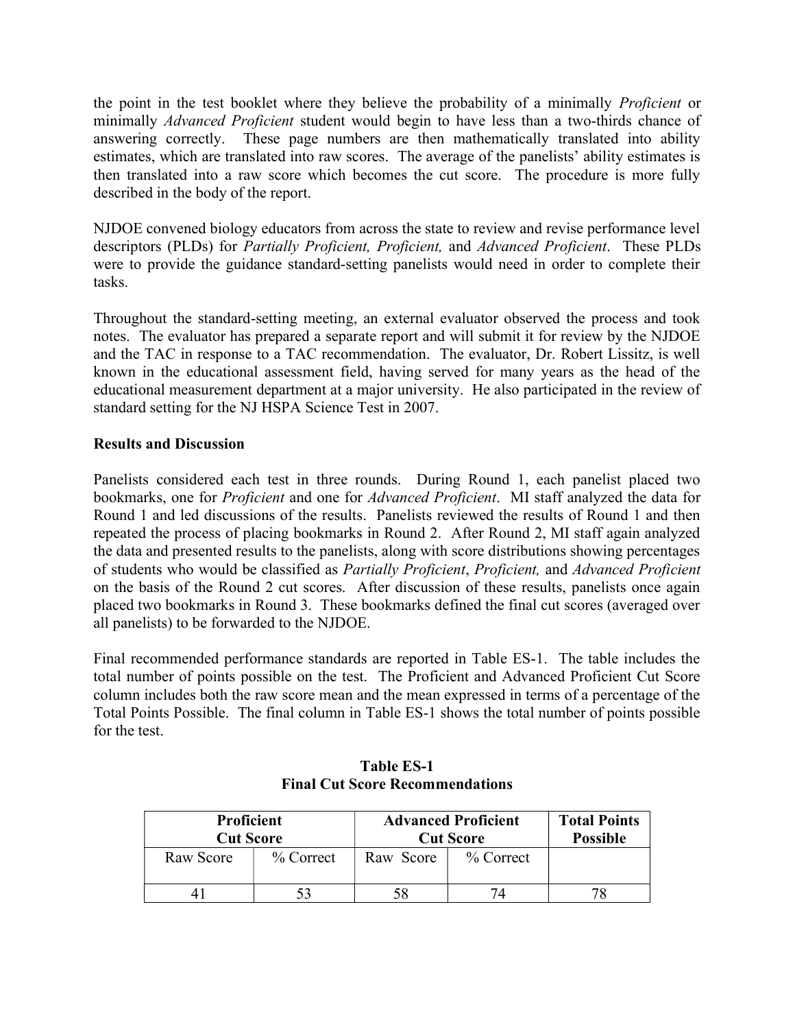the point in the test booklet where they believe the probability of a minimally *Proficient* or minimally *Advanced Proficient* student would begin to have less than a two-thirds chance of answering correctly. These page numbers are then mathematically translated into ability estimates, which are translated into raw scores. The average of the panelists' ability estimates is then translated into a raw score which becomes the cut score. The procedure is more fully described in the body of the report.

NJDOE convened biology educators from across the state to review and revise performance level descriptors (PLDs) for *Partially Proficient, Proficient,* and *Advanced Proficient*. These PLDs were to provide the guidance standard-setting panelists would need in order to complete their tasks.

Throughout the standard-setting meeting, an external evaluator observed the process and took notes. The evaluator has prepared a separate report and will submit it for review by the NJDOE and the TAC in response to a TAC recommendation. The evaluator, Dr. Robert Lissitz, is well known in the educational assessment field, having served for many years as the head of the educational measurement department at a major university. He also participated in the review of standard setting for the NJ HSPA Science Test in 2007.

**Results and Discussion**

Panelists considered each test in three rounds. During Round 1, each panelist placed two bookmarks, one for *Proficient* and one for *Advanced Proficient*. MI staff analyzed the data for Round 1 and led discussions of the results. Panelists reviewed the results of Round 1 and then repeated the process of placing bookmarks in Round 2. After Round 2, MI staff again analyzed the data and presented results to the panelists, along with score distributions showing percentages of students who would be classified as *Partially Proficient*, *Proficient,* and *Advanced Proficient* on the basis of the Round 2 cut scores. After discussion of these results, panelists once again placed two bookmarks in Round 3. These bookmarks defined the final cut scores (averaged over all panelists) to be forwarded to the NJDOE.

Final recommended performance standards are reported in Table ES-1. The table includes the total number of points possible on the test. The Proficient and Advanced Proficient Cut Score column includes both the raw score mean and the mean expressed in terms of a percentage of the Total Points Possible. The final column in Table ES-1 shows the total number of points possible for the test.

**Table ES-1**
**Final Cut Score Recommendations**

| Proficient Cut Score | | Advanced Proficient Cut Score | | Total Points Possible |
|---|---|---|---|---|
| Raw Score | % Correct | Raw Score | % Correct | |
| 41 | 53 | 58 | 74 | 78 |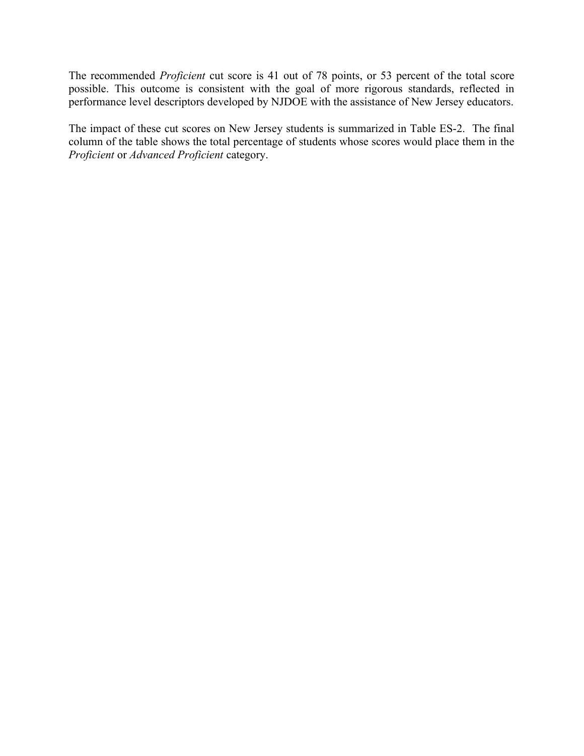The recommended *Proficient* cut score is 41 out of 78 points, or 53 percent of the total score possible. This outcome is consistent with the goal of more rigorous standards, reflected in performance level descriptors developed by NJDOE with the assistance of New Jersey educators.

The impact of these cut scores on New Jersey students is summarized in Table ES-2. The final column of the table shows the total percentage of students whose scores would place them in the *Proficient* or *Advanced Proficient* category.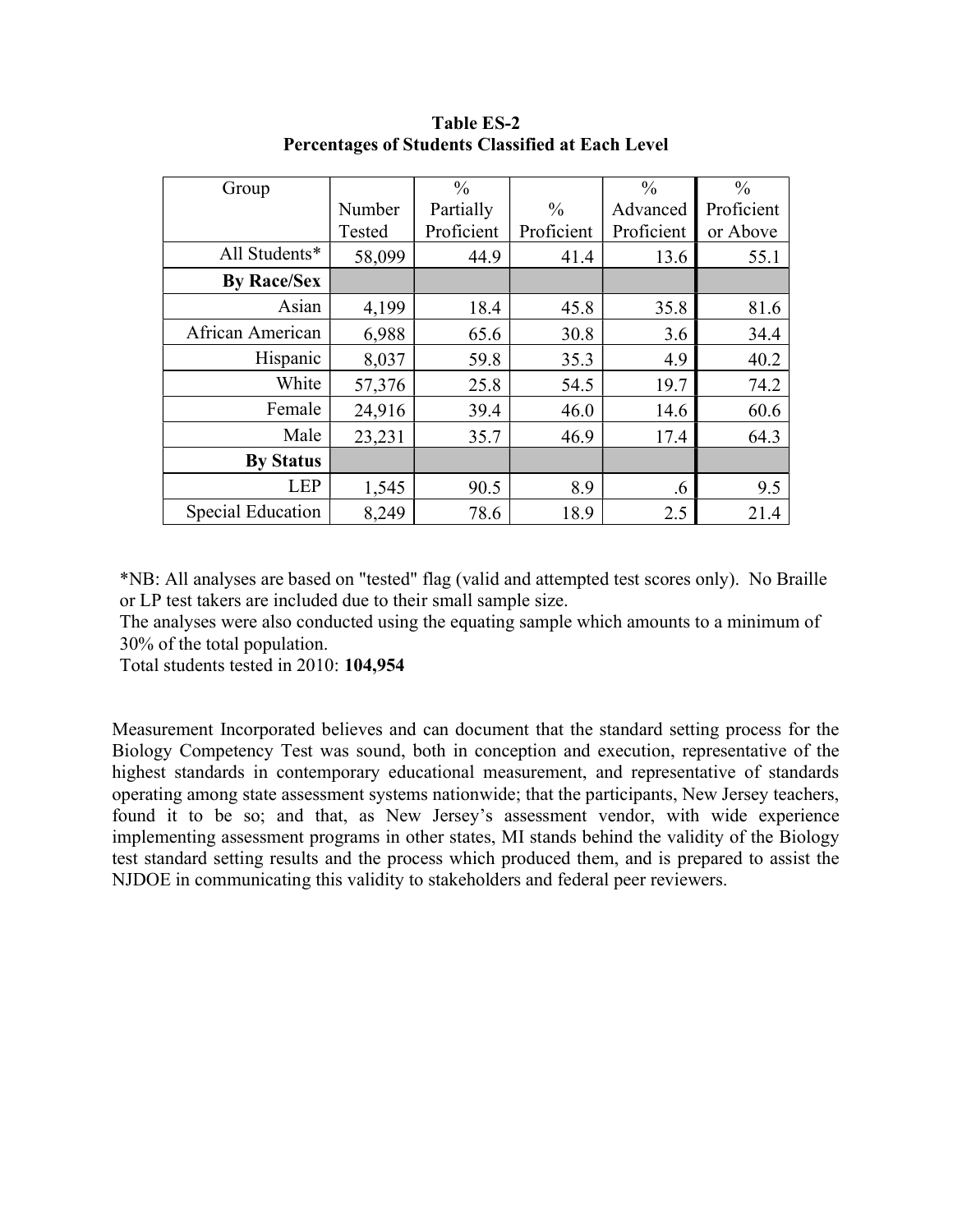**Table ES-2**
**Percentages of Students Classified at Each Level**

| Group | Number Tested | % Partially Proficient | % Proficient | % Advanced Proficient | % Proficient or Above |
|---|---|---|---|---|---|
| All Students* | 58,099 | 44.9 | 41.4 | 13.6 | 55.1 |
| **By Race/Sex** | | | | | |
| Asian | 4,199 | 18.4 | 45.8 | 35.8 | 81.6 |
| African American | 6,988 | 65.6 | 30.8 | 3.6 | 34.4 |
| Hispanic | 8,037 | 59.8 | 35.3 | 4.9 | 40.2 |
| White | 57,376 | 25.8 | 54.5 | 19.7 | 74.2 |
| Female | 24,916 | 39.4 | 46.0 | 14.6 | 60.6 |
| Male | 23,231 | 35.7 | 46.9 | 17.4 | 64.3 |
| **By Status** | | | | | |
| LEP | 1,545 | 90.5 | 8.9 | .6 | 9.5 |
| Special Education | 8,249 | 78.6 | 18.9 | 2.5 | 21.4 |

*NB: All analyses are based on "tested" flag (valid and attempted test scores only). No Braille or LP test takers are included due to their small sample size.
The analyses were also conducted using the equating sample which amounts to a minimum of 30% of the total population.
Total students tested in 2010: **104,954**

Measurement Incorporated believes and can document that the standard setting process for the Biology Competency Test was sound, both in conception and execution, representative of the highest standards in contemporary educational measurement, and representative of standards operating among state assessment systems nationwide; that the participants, New Jersey teachers, found it to be so; and that, as New Jersey's assessment vendor, with wide experience implementing assessment programs in other states, MI stands behind the validity of the Biology test standard setting results and the process which produced them, and is prepared to assist the NJDOE in communicating this validity to stakeholders and federal peer reviewers.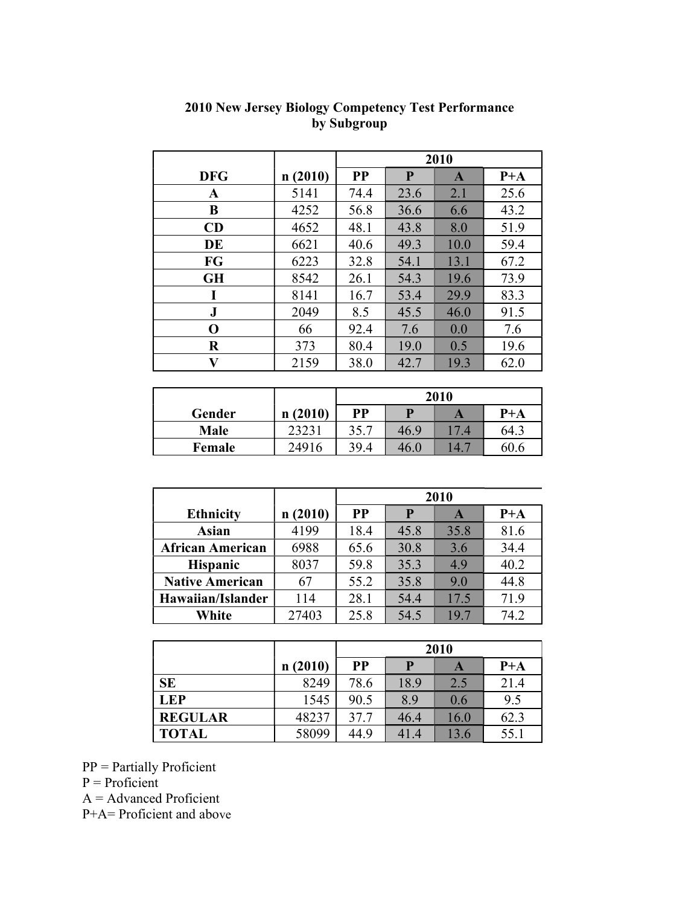**2010 New Jersey Biology Competency Test Performance by Subgroup**

| | | 2010 | | | |
|---|---|---|---|---|---|
| **DFG** | **n (2010)** | **PP** | **P** | **A** | **P+A** |
| **A** | 5141 | 74.4 | 23.6 | 2.1 | 25.6 |
| **B** | 4252 | 56.8 | 36.6 | 6.6 | 43.2 |
| **CD** | 4652 | 48.1 | 43.8 | 8.0 | 51.9 |
| **DE** | 6621 | 40.6 | 49.3 | 10.0 | 59.4 |
| **FG** | 6223 | 32.8 | 54.1 | 13.1 | 67.2 |
| **GH** | 8542 | 26.1 | 54.3 | 19.6 | 73.9 |
| **I** | 8141 | 16.7 | 53.4 | 29.9 | 83.3 |
| **J** | 2049 | 8.5 | 45.5 | 46.0 | 91.5 |
| **O** | 66 | 92.4 | 7.6 | 0.0 | 7.6 |
| **R** | 373 | 80.4 | 19.0 | 0.5 | 19.6 |
| **V** | 2159 | 38.0 | 42.7 | 19.3 | 62.0 |

| | | 2010 | | | |
|---|---|---|---|---|---|
| **Gender** | **n (2010)** | **PP** | **P** | **A** | **P+A** |
| **Male** | 23231 | 35.7 | 46.9 | 17.4 | 64.3 |
| **Female** | 24916 | 39.4 | 46.0 | 14.7 | 60.6 |

| | | 2010 | | | |
|---|---|---|---|---|---|
| **Ethnicity** | **n (2010)** | **PP** | **P** | **A** | **P+A** |
| **Asian** | 4199 | 18.4 | 45.8 | 35.8 | 81.6 |
| **African American** | 6988 | 65.6 | 30.8 | 3.6 | 34.4 |
| **Hispanic** | 8037 | 59.8 | 35.3 | 4.9 | 40.2 |
| **Native American** | 67 | 55.2 | 35.8 | 9.0 | 44.8 |
| **Hawaiian/Islander** | 114 | 28.1 | 54.4 | 17.5 | 71.9 |
| **White** | 27403 | 25.8 | 54.5 | 19.7 | 74.2 |

| | | 2010 | | | |
|---|---|---|---|---|---|
| | **n (2010)** | **PP** | **P** | **A** | **P+A** |
| **SE** | 8249 | 78.6 | 18.9 | 2.5 | 21.4 |
| **LEP** | 1545 | 90.5 | 8.9 | 0.6 | 9.5 |
| **REGULAR** | 48237 | 37.7 | 46.4 | 16.0 | 62.3 |
| **TOTAL** | 58099 | 44.9 | 41.4 | 13.6 | 55.1 |

PP = Partially Proficient
P = Proficient
A = Advanced Proficient
P+A= Proficient and above